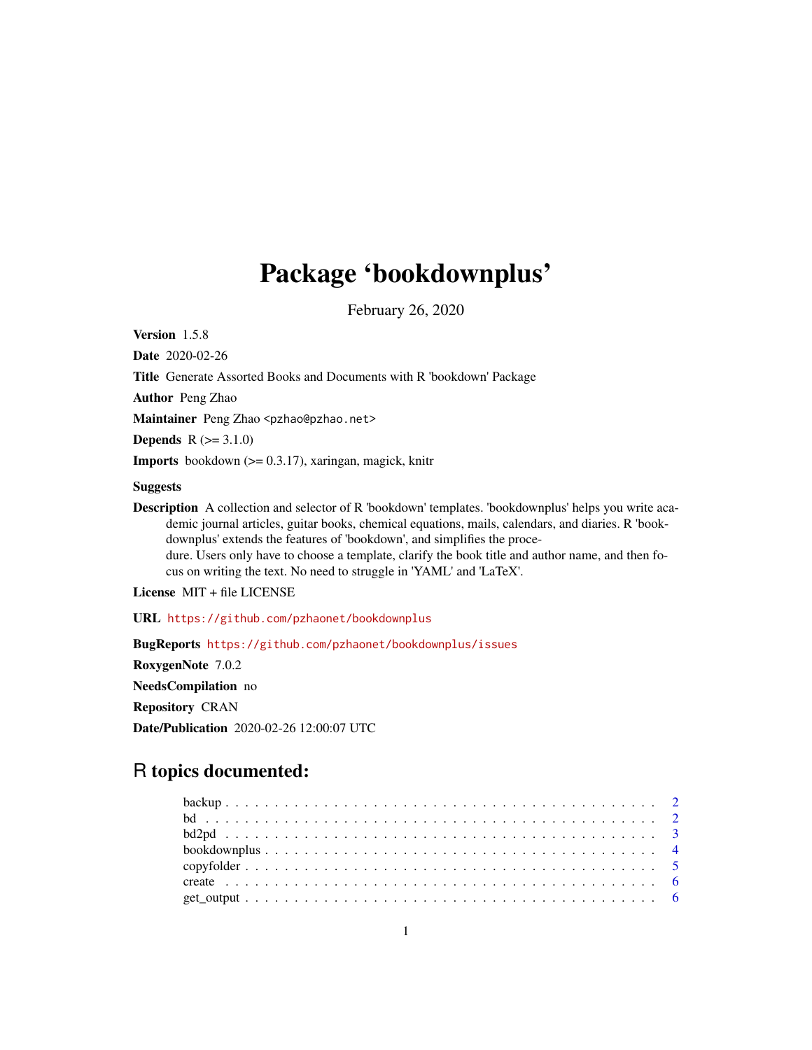# Package 'bookdownplus'

February 26, 2020

**Version** 1.5.8

**Date** 2020-02-26

**Title** Generate Assorted Books and Documents with R 'bookdown' Package

**Author** Peng Zhao

**Maintainer** Peng Zhao <pzhao@pzhao.net>

**Depends** R (>= 3.1.0)

**Imports** bookdown (>= 0.3.17), xaringan, magick, knitr

**Suggests**

**Description** A collection and selector of R 'bookdown' templates. 'bookdownplus' helps you write academic journal articles, guitar books, chemical equations, mails, calendars, and diaries. R 'bookdownplus' extends the features of 'bookdown', and simplifies the procedure. Users only have to choose a template, clarify the book title and author name, and then focus on writing the text. No need to struggle in 'YAML' and 'LaTeX'.

**License** MIT + file LICENSE

**URL** https://github.com/pzhaonet/bookdownplus

**BugReports** https://github.com/pzhaonet/bookdownplus/issues

**RoxygenNote** 7.0.2

**NeedsCompilation** no

**Repository** CRAN

**Date/Publication** 2020-02-26 12:00:07 UTC

## R topics documented:

- backup . . . . . . . . . . . . . . . . . . . . . . . . . . . . . . . . . . . . . . . . . . 2
- bd . . . . . . . . . . . . . . . . . . . . . . . . . . . . . . . . . . . . . . . . . . . . 2
- bd2pd . . . . . . . . . . . . . . . . . . . . . . . . . . . . . . . . . . . . . . . . . . 3
- bookdownplus . . . . . . . . . . . . . . . . . . . . . . . . . . . . . . . . . . . . . . 4
- copyfolder . . . . . . . . . . . . . . . . . . . . . . . . . . . . . . . . . . . . . . . . 5
- create . . . . . . . . . . . . . . . . . . . . . . . . . . . . . . . . . . . . . . . . . . 6
- get_output . . . . . . . . . . . . . . . . . . . . . . . . . . . . . . . . . . . . . . . . 6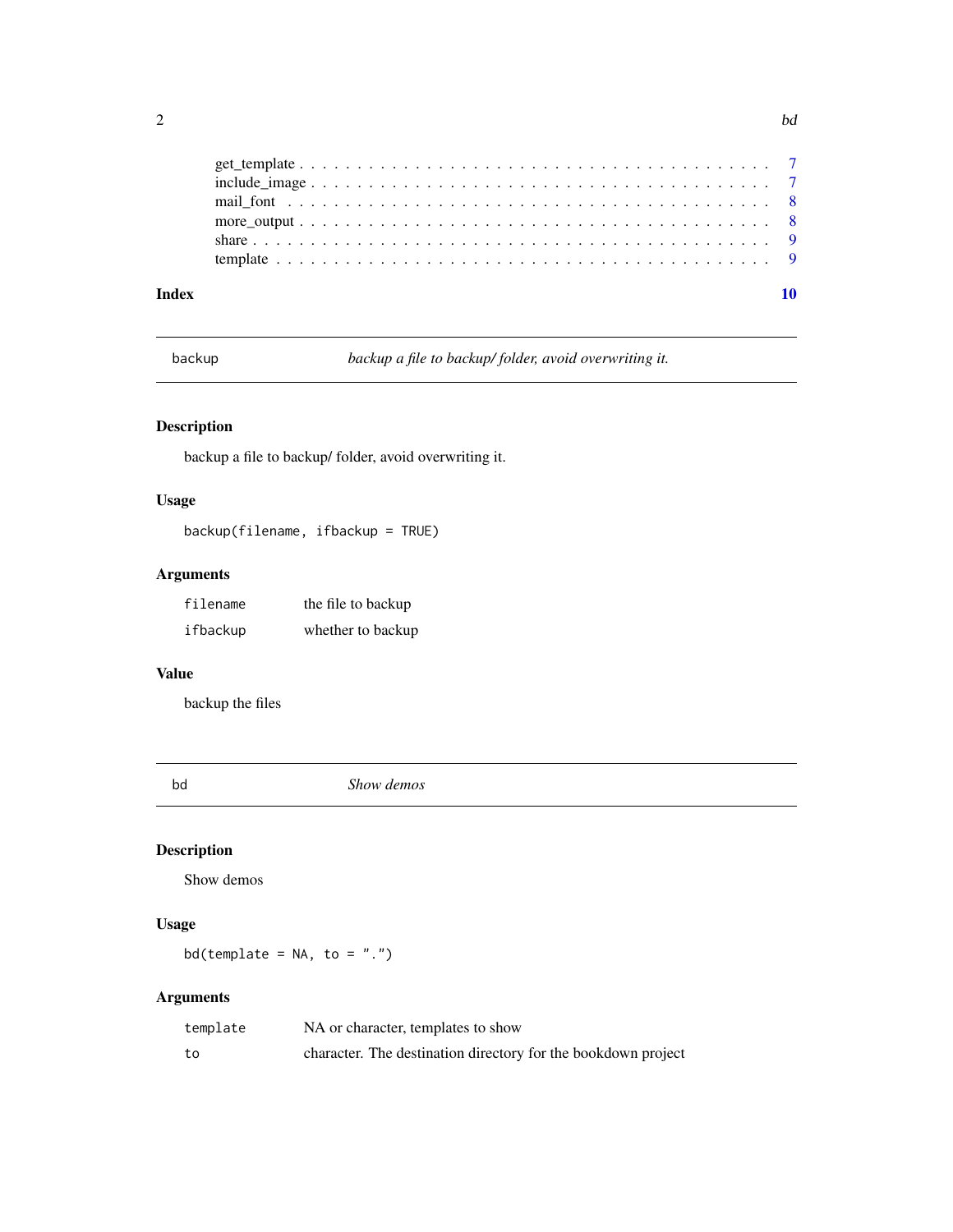get_template . . . . . . . . . . . . . . . . . . . . . . . . . . . . . . . . . . . . . . 7
include_image . . . . . . . . . . . . . . . . . . . . . . . . . . . . . . . . . . . . . . 7
mail_font . . . . . . . . . . . . . . . . . . . . . . . . . . . . . . . . . . . . . . . . 8
more_output . . . . . . . . . . . . . . . . . . . . . . . . . . . . . . . . . . . . . . . 8
share . . . . . . . . . . . . . . . . . . . . . . . . . . . . . . . . . . . . . . . . . . 9
template . . . . . . . . . . . . . . . . . . . . . . . . . . . . . . . . . . . . . . . . 9

**Index** **10**

---

`backup` *backup a file to backup/ folder, avoid overwriting it.*

---

### Description

backup a file to backup/ folder, avoid overwriting it.

### Usage

```
backup(filename, ifbackup = TRUE)
```

### Arguments

| | |
|---|---|
| `filename` | the file to backup |
| `ifbackup` | whether to backup |

### Value

backup the files

---

`bd` *Show demos*

---

### Description

Show demos

### Usage

```
bd(template = NA, to = ".")
```

### Arguments

| | |
|---|---|
| `template` | NA or character, templates to show |
| `to` | character. The destination directory for the bookdown project |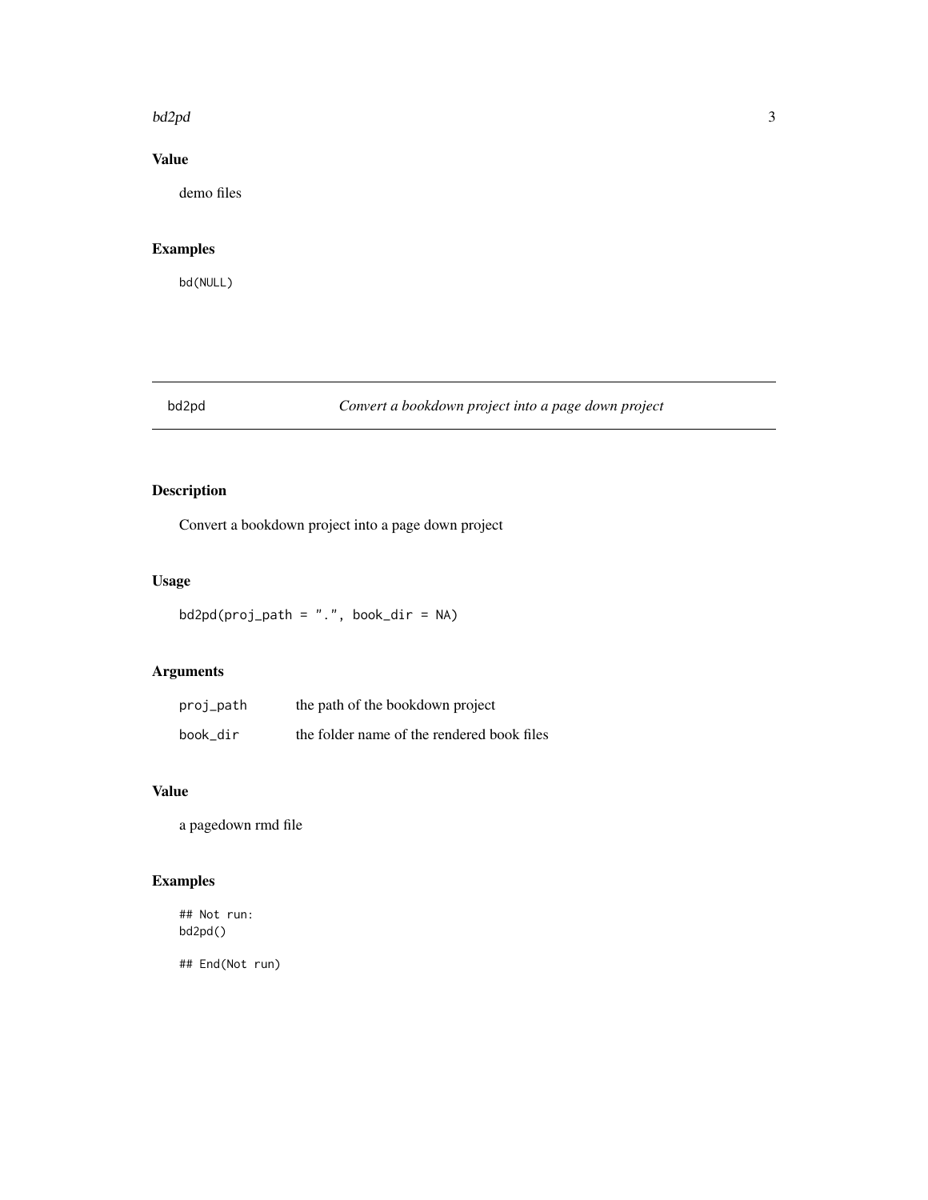## Value

demo files

## Examples

```
bd(NULL)
```

---

# bd2pd — *Convert a bookdown project into a page down project*

## Description

Convert a bookdown project into a page down project

## Usage

```
bd2pd(proj_path = ".", book_dir = NA)
```

## Arguments

| | |
|---|---|
| proj_path | the path of the bookdown project |
| book_dir | the folder name of the rendered book files |

## Value

a pagedown rmd file

## Examples

```
## Not run:
bd2pd()

## End(Not run)
```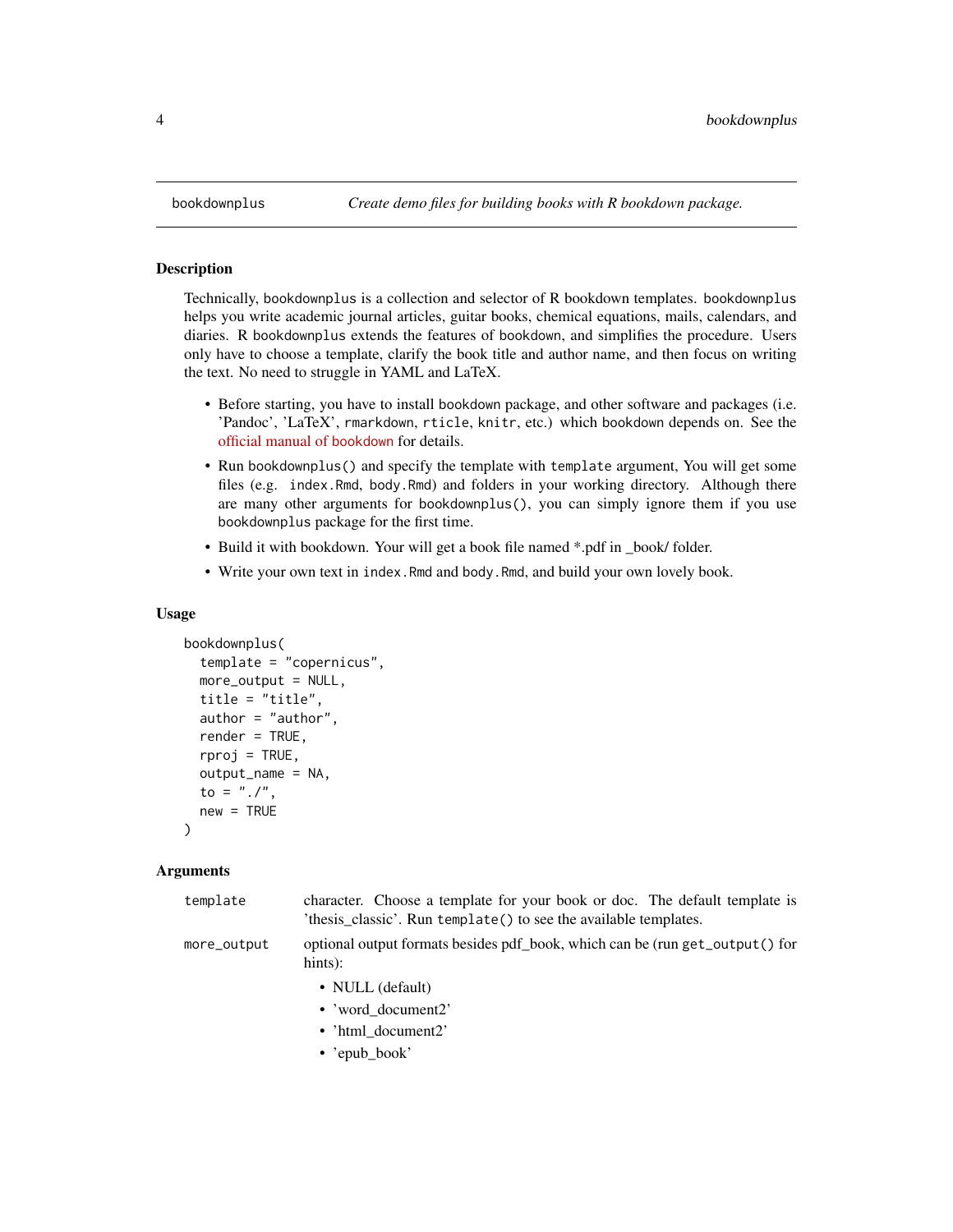| bookdownplus | *Create demo files for building books with R bookdown package.* |
|---|---|

## Description

Technically, `bookdownplus` is a collection and selector of R bookdown templates. `bookdownplus` helps you write academic journal articles, guitar books, chemical equations, mails, calendars, and diaries. R `bookdownplus` extends the features of `bookdown`, and simplifies the procedure. Users only have to choose a template, clarify the book title and author name, and then focus on writing the text. No need to struggle in YAML and LaTeX.

- Before starting, you have to install `bookdown` package, and other software and packages (i.e. 'Pandoc', 'LaTeX', `rmarkdown`, `rticle`, `knitr`, etc.) which `bookdown` depends on. See the official manual of `bookdown` for details.
- Run `bookdownplus()` and specify the template with `template` argument, You will get some files (e.g. `index.Rmd`, `body.Rmd`) and folders in your working directory. Although there are many other arguments for `bookdownplus()`, you can simply ignore them if you use `bookdownplus` package for the first time.
- Build it with bookdown. Your will get a book file named *.pdf in _book/ folder.
- Write your own text in `index.Rmd` and `body.Rmd`, and build your own lovely book.

## Usage

```
bookdownplus(
  template = "copernicus",
  more_output = NULL,
  title = "title",
  author = "author",
  render = TRUE,
  rproj = TRUE,
  output_name = NA,
  to = "./",
  new = TRUE
)
```

## Arguments

`template` — character. Choose a template for your book or doc. The default template is 'thesis_classic'. Run `template()` to see the available templates.

`more_output` — optional output formats besides pdf_book, which can be (run `get_output()` for hints):

- NULL (default)
- 'word_document2'
- 'html_document2'
- 'epub_book'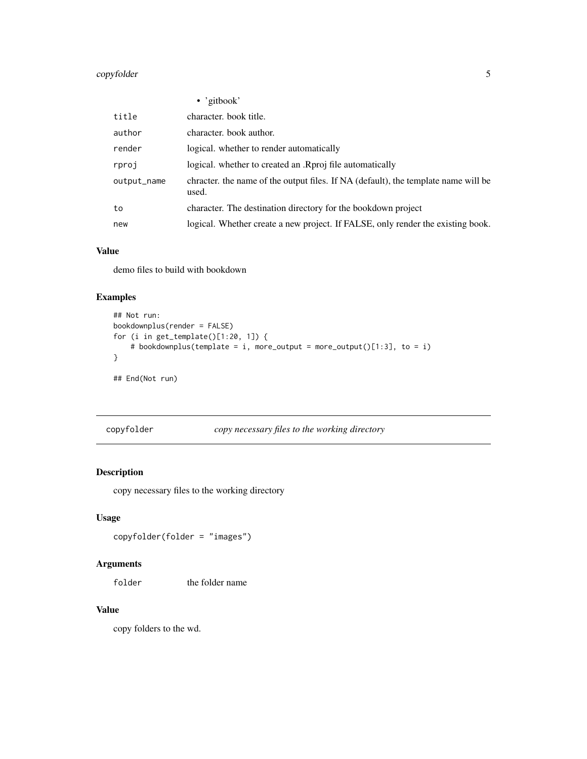- 'gitbook'

| | |
|---|---|
| title | character. book title. |
| author | character. book author. |
| render | logical. whether to render automatically |
| rproj | logical. whether to created an .Rproj file automatically |
| output_name | chracter. the name of the output files. If NA (default), the template name will be used. |
| to | character. The destination directory for the bookdown project |
| new | logical. Whether create a new project. If FALSE, only render the existing book. |

### Value

demo files to build with bookdown

### Examples

```
## Not run:
bookdownplus(render = FALSE)
for (i in get_template()[1:20, 1]) {
    # bookdownplus(template = i, more_output = more_output()[1:3], to = i)
}

## End(Not run)
```

---

## copyfolder *copy necessary files to the working directory*

---

### Description

copy necessary files to the working directory

### Usage

```
copyfolder(folder = "images")
```

### Arguments

| | |
|---|---|
| folder | the folder name |

### Value

copy folders to the wd.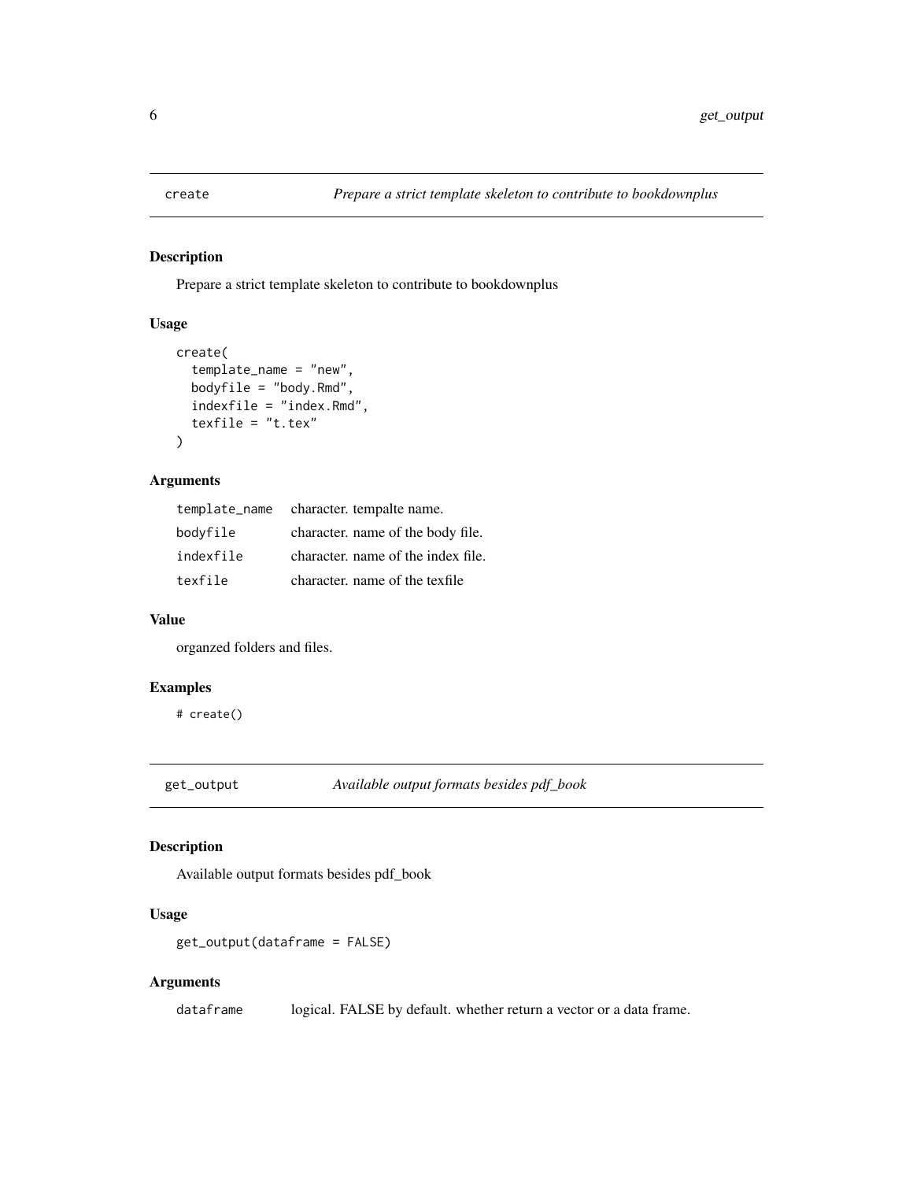## create — *Prepare a strict template skeleton to contribute to bookdownplus*

### Description

Prepare a strict template skeleton to contribute to bookdownplus

### Usage

```
create(
  template_name = "new",
  bodyfile = "body.Rmd",
  indexfile = "index.Rmd",
  texfile = "t.tex"
)
```

### Arguments

| | |
|---|---|
| `template_name` | character. tempalte name. |
| `bodyfile` | character. name of the body file. |
| `indexfile` | character. name of the index file. |
| `texfile` | character. name of the texfile |

### Value

organzed folders and files.

### Examples

```
# create()
```

## get_output — *Available output formats besides pdf_book*

### Description

Available output formats besides pdf_book

### Usage

```
get_output(dataframe = FALSE)
```

### Arguments

| | |
|---|---|
| `dataframe` | logical. FALSE by default. whether return a vector or a data frame. |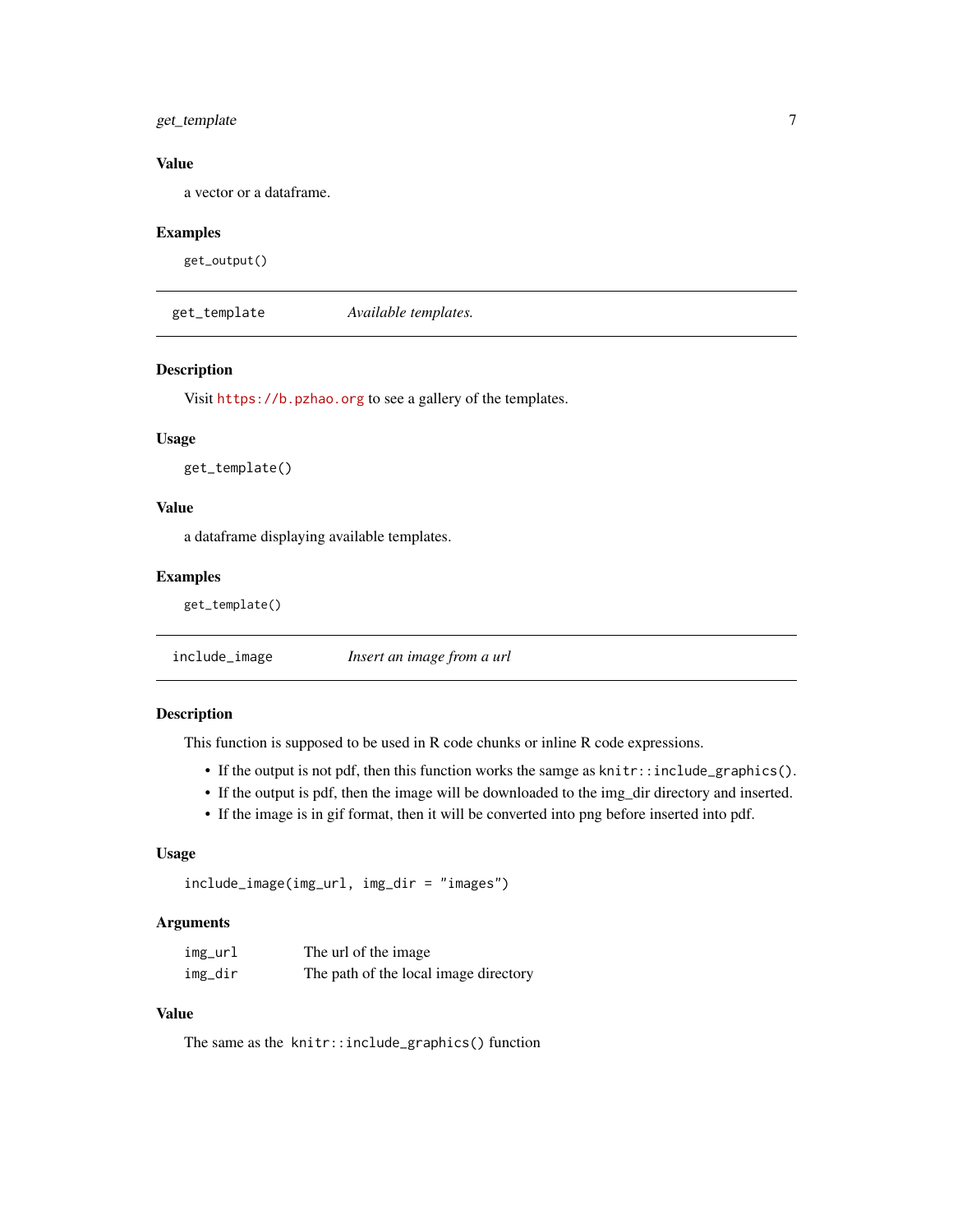### Value

a vector or a dataframe.

### Examples

```
get_output()
```

---

## get_template *Available templates.*

---

### Description

Visit https://b.pzhao.org to see a gallery of the templates.

### Usage

```
get_template()
```

### Value

a dataframe displaying available templates.

### Examples

```
get_template()
```

---

## include_image *Insert an image from a url*

---

### Description

This function is supposed to be used in R code chunks or inline R code expressions.

- If the output is not pdf, then this function works the samge as `knitr::include_graphics()`.
- If the output is pdf, then the image will be downloaded to the img_dir directory and inserted.
- If the image is in gif format, then it will be converted into png before inserted into pdf.

### Usage

```
include_image(img_url, img_dir = "images")
```

### Arguments

| | |
|---|---|
| `img_url` | The url of the image |
| `img_dir` | The path of the local image directory |

### Value

The same as the `knitr::include_graphics()` function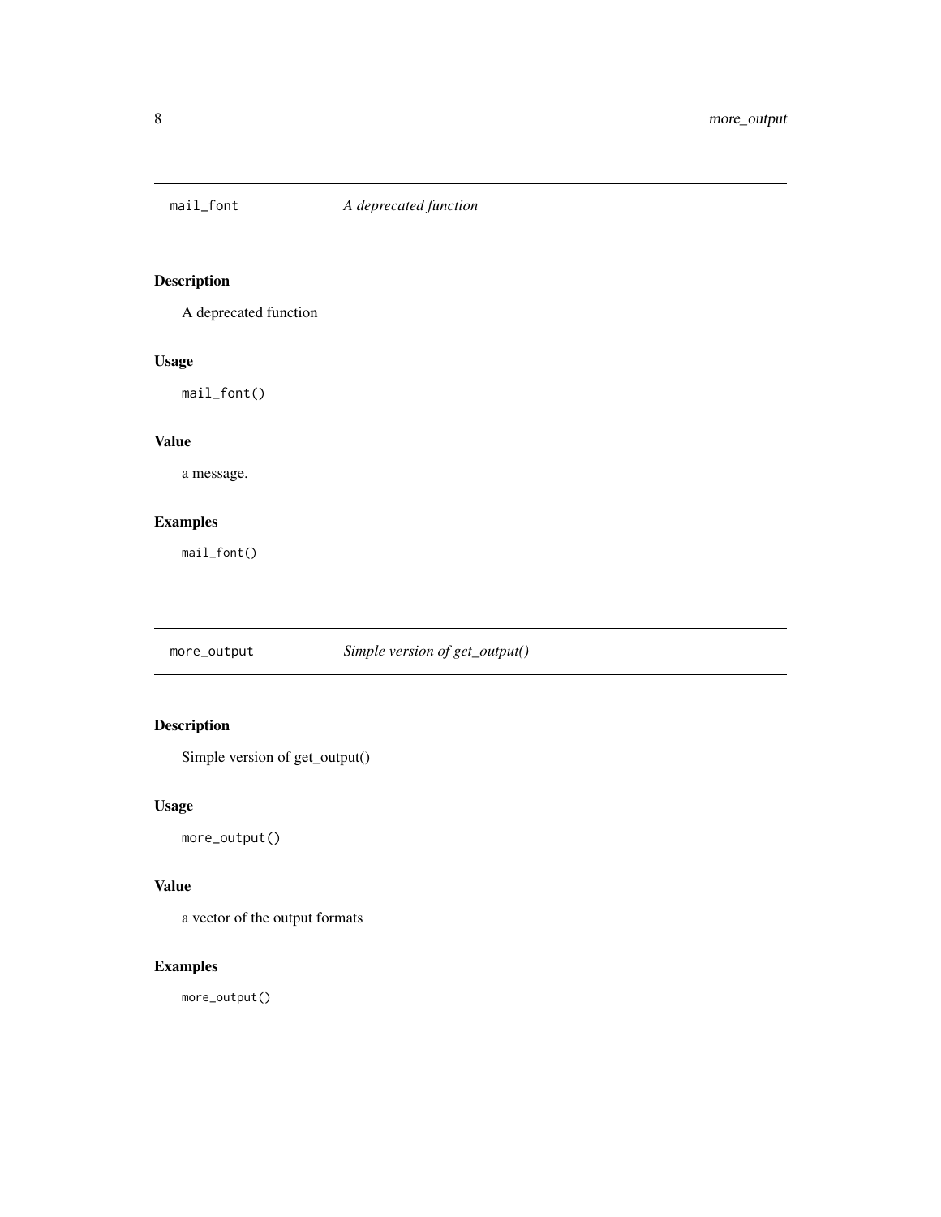## mail_font — *A deprecated function*

### Description

A deprecated function

### Usage

```
mail_font()
```

### Value

a message.

### Examples

```
mail_font()
```

## more_output — *Simple version of get_output()*

### Description

Simple version of get_output()

### Usage

```
more_output()
```

### Value

a vector of the output formats

### Examples

```
more_output()
```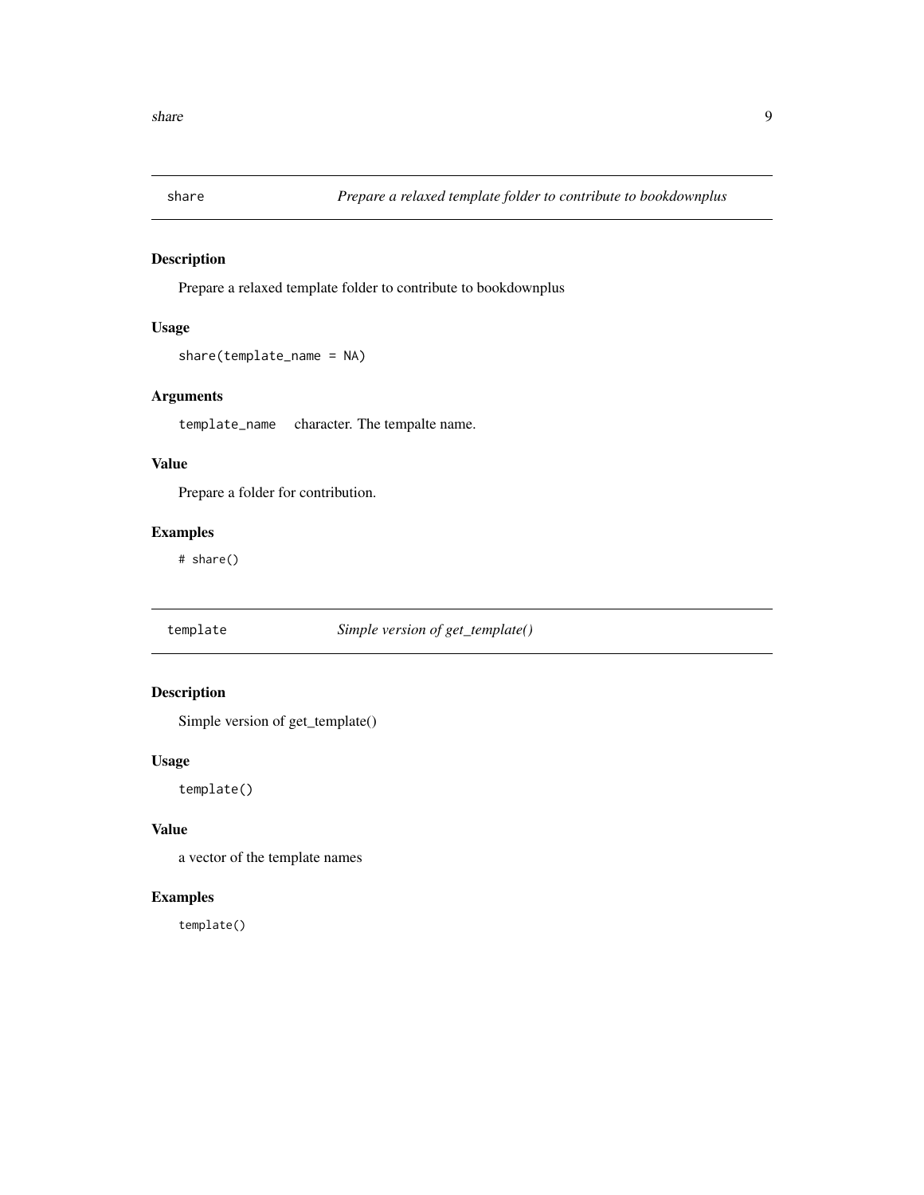## share — *Prepare a relaxed template folder to contribute to bookdownplus*

### Description

Prepare a relaxed template folder to contribute to bookdownplus

### Usage

```
share(template_name = NA)
```

### Arguments

`template_name` character. The tempalte name.

### Value

Prepare a folder for contribution.

### Examples

```
# share()
```

## template — *Simple version of get_template()*

### Description

Simple version of get_template()

### Usage

```
template()
```

### Value

a vector of the template names

### Examples

```
template()
```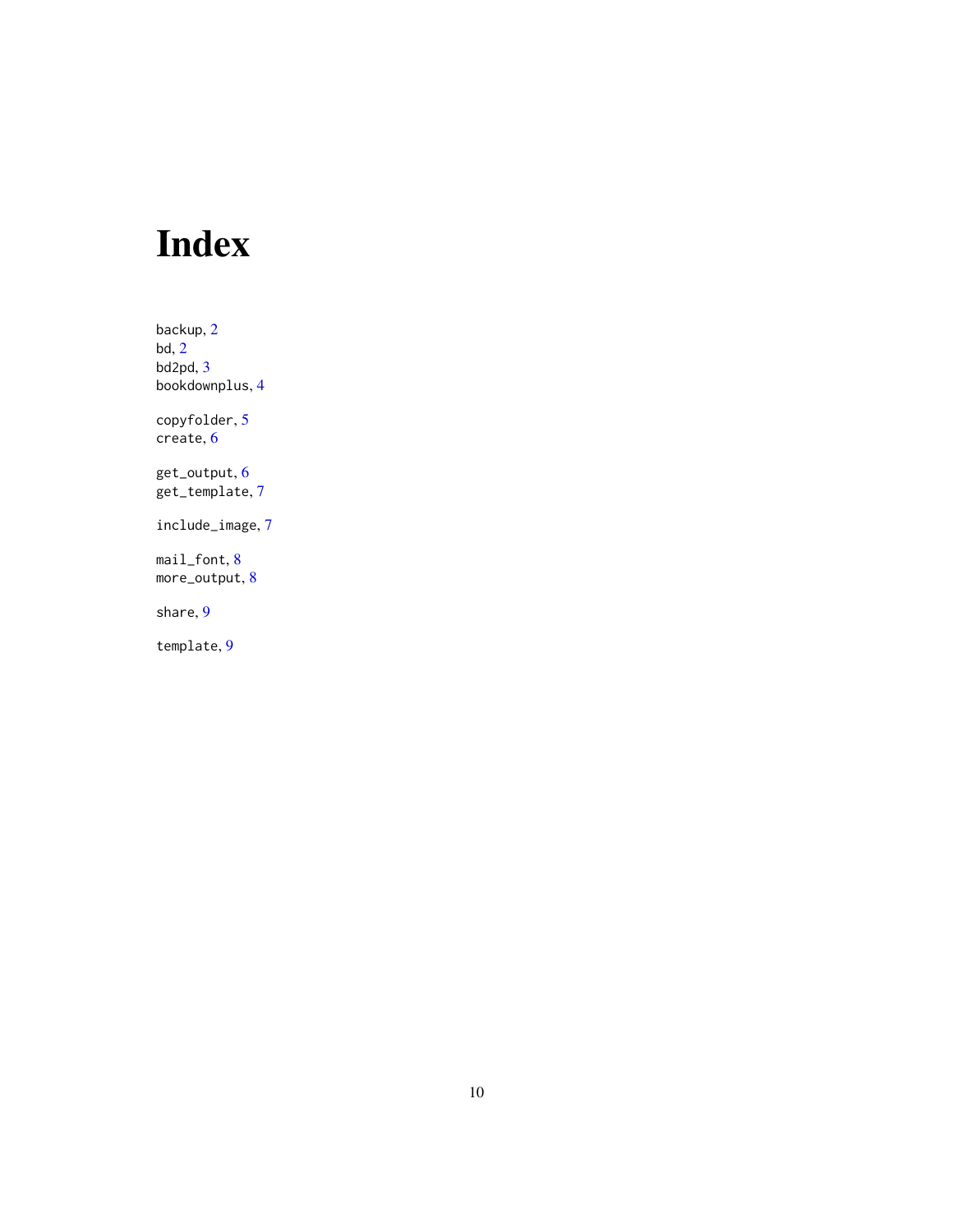# Index

backup, 2
bd, 2
bd2pd, 3
bookdownplus, 4

copyfolder, 5
create, 6

get_output, 6
get_template, 7

include_image, 7

mail_font, 8
more_output, 8

share, 9

template, 9